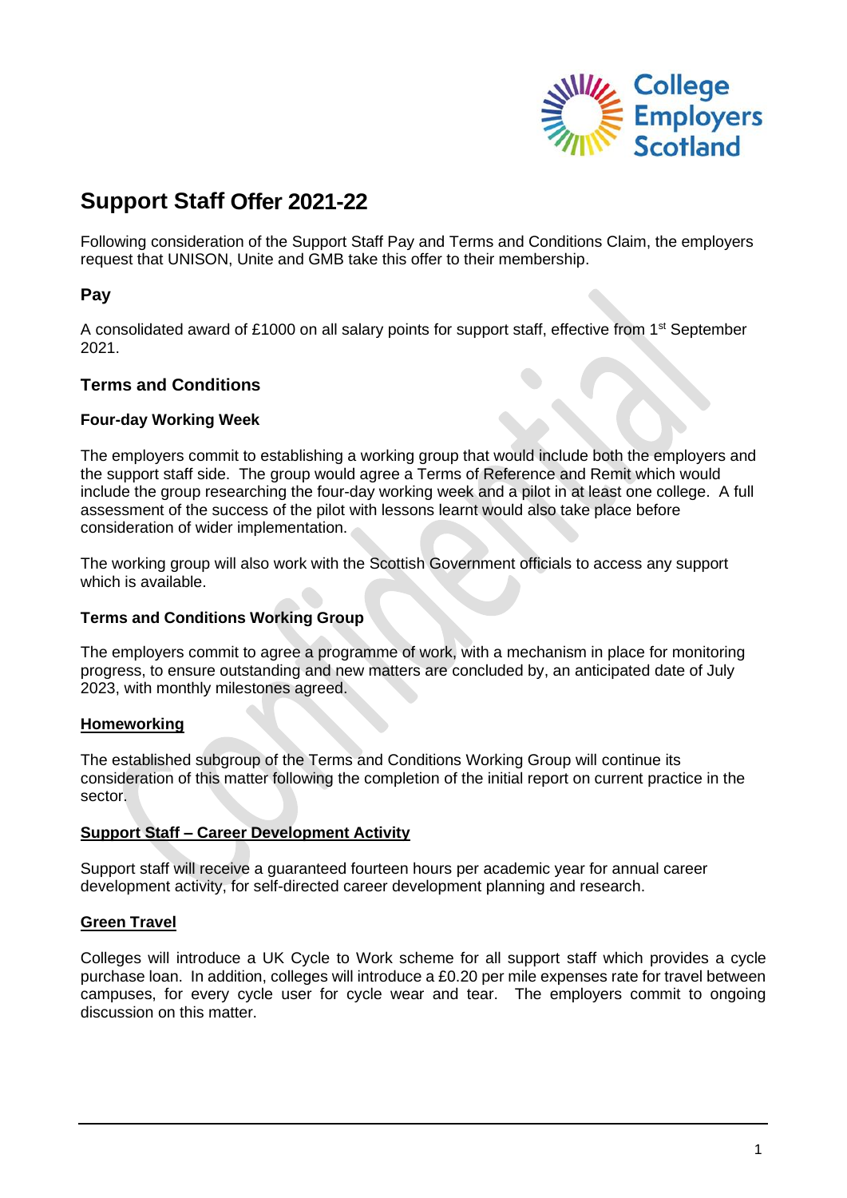# Support Staff Offer 2021-22

Following consideration of the Support Staff Pay and Terms and Conditions Claim, the employers request that UNISON, Unite and GMB take this offer to their membership.

## Pay

A consolidated award of £1000 on all salary points for support staff, effective from 1st September 2021.

## Terms and Conditions

### Four-day Working Week

The employers commit to establishing a working group that would include both the employers and the support staff side. The group would agree a Terms of Reference and Remit which would include the group researching the four-day working week and a pilot in at least one college. A full assessment of the success of the pilot with lessons learnt would also take place before consideration of wider implementation.

The working group will also work with the Scottish Government officials to access any support which is available.

### Terms and Conditions Working Group

The employers commit to agree a programme of work, with a mechanism in place for monitoring progress, to ensure outstanding and new matters are concluded by, an anticipated date of July 2023, with monthly milestones agreed.

**Homeworking**

The established subgroup of the Terms and Conditions Working Group will continue its consideration of this matter following the completion of the initial report on current practice in the sector.

**Support Staff – Career Development Activity**

Support staff will receive a guaranteed fourteen hours per academic year for annual career development activity, for self-directed career development planning and research.

**Green Travel**

Colleges will introduce a UK Cycle to Work scheme for all support staff which provides a cycle purchase loan. In addition, colleges will introduce a £0.20 per mile expenses rate for travel between campuses, for every cycle user for cycle wear and tear. The employers commit to ongoing discussion on this matter.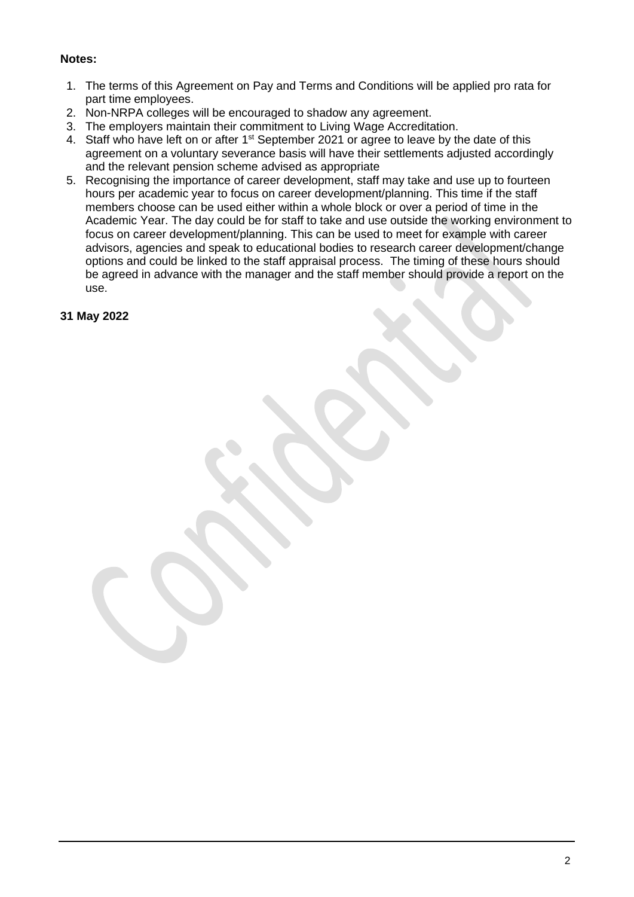**Notes:**

1. The terms of this Agreement on Pay and Terms and Conditions will be applied pro rata for part time employees.
2. Non-NRPA colleges will be encouraged to shadow any agreement.
3. The employers maintain their commitment to Living Wage Accreditation.
4. Staff who have left on or after 1st September 2021 or agree to leave by the date of this agreement on a voluntary severance basis will have their settlements adjusted accordingly and the relevant pension scheme advised as appropriate
5. Recognising the importance of career development, staff may take and use up to fourteen hours per academic year to focus on career development/planning. This time if the staff members choose can be used either within a whole block or over a period of time in the Academic Year. The day could be for staff to take and use outside the working environment to focus on career development/planning. This can be used to meet for example with career advisors, agencies and speak to educational bodies to research career development/change options and could be linked to the staff appraisal process. The timing of these hours should be agreed in advance with the manager and the staff member should provide a report on the use.

**31 May 2022**